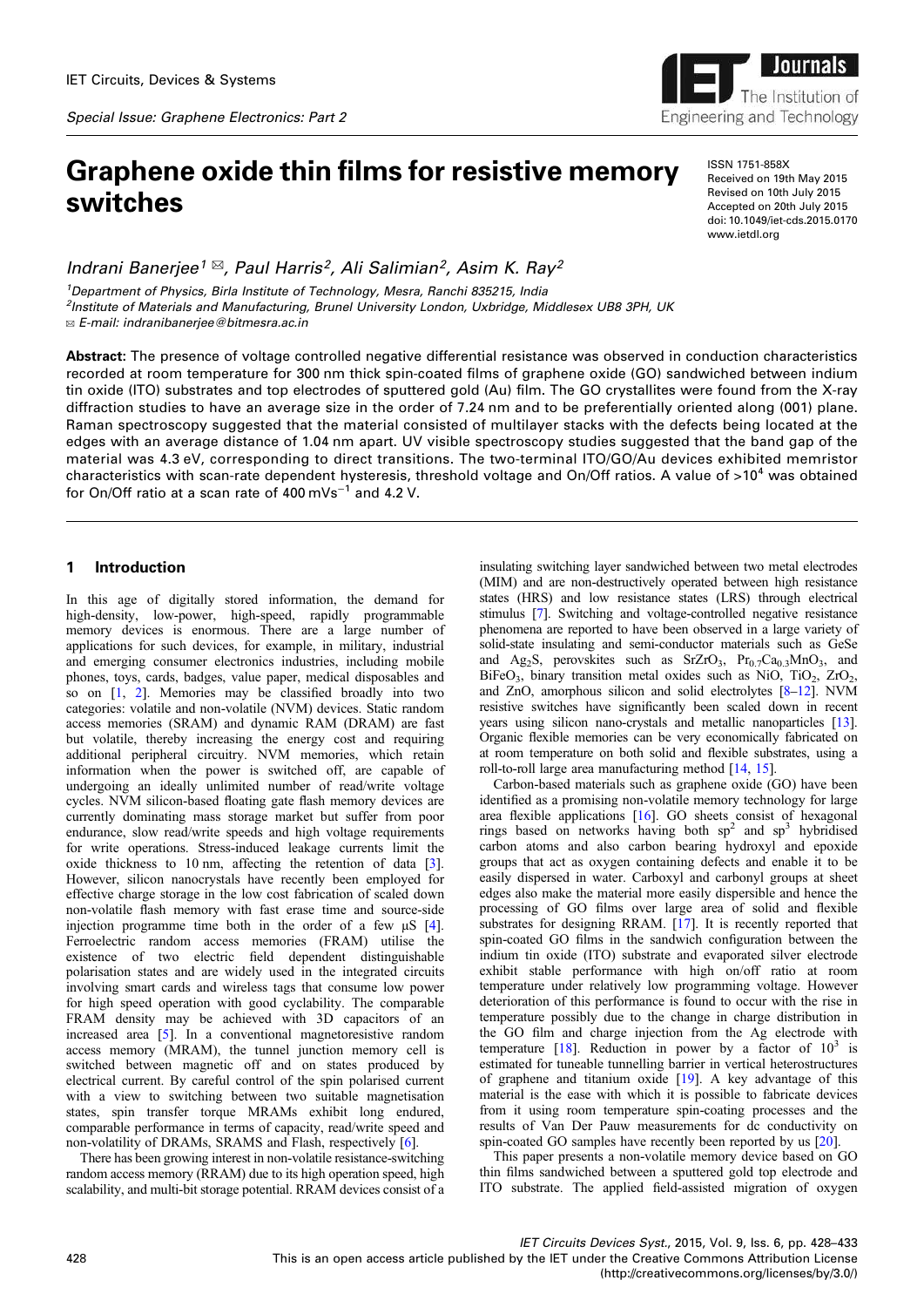IET Circuits, Devices & Systems

*Special Issue: Graphene Electronics: Part 2*

# Graphene oxide thin films for resistive memory switches

ISSN 1751-858X
Received on 19th May 2015
Revised on 10th July 2015
Accepted on 20th July 2015
doi: 10.1049/iet-cds.2015.0170
www.ietdl.org

*Indrani Banerjee[1] ✉, Paul Harris[2], Ali Salimian[2], Asim K. Ray[2]*

[1]Department of Physics, Birla Institute of Technology, Mesra, Ranchi 835215, India
[2]Institute of Materials and Manufacturing, Brunel University London, Uxbridge, Middlesex UB8 3PH, UK
✉ E-mail: indranibanerjee@bitmesra.ac.in

**Abstract:** The presence of voltage controlled negative differential resistance was observed in conduction characteristics recorded at room temperature for 300 nm thick spin-coated films of graphene oxide (GO) sandwiched between indium tin oxide (ITO) substrates and top electrodes of sputtered gold (Au) film. The GO crystallites were found from the X-ray diffraction studies to have an average size in the order of 7.24 nm and to be preferentially oriented along (001) plane. Raman spectroscopy suggested that the material consisted of multilayer stacks with the defects being located at the edges with an average distance of 1.04 nm apart. UV visible spectroscopy studies suggested that the band gap of the material was 4.3 eV, corresponding to direct transitions. The two-terminal ITO/GO/Au devices exhibited memristor characteristics with scan-rate dependent hysteresis, threshold voltage and On/Off ratios. A value of $>10^4$ was obtained for On/Off ratio at a scan rate of 400 $mVs^{-1}$ and 4.2 V.

## 1 Introduction

In this age of digitally stored information, the demand for high-density, low-power, high-speed, rapidly programmable memory devices is enormous. There are a large number of applications for such devices, for example, in military, industrial and emerging consumer electronics industries, including mobile phones, toys, cards, badges, value paper, medical disposables and so on [1, 2]. Memories may be classified broadly into two categories: volatile and non-volatile (NVM) devices. Static random access memories (SRAM) and dynamic RAM (DRAM) are fast but volatile, thereby increasing the energy cost and requiring additional peripheral circuitry. NVM memories, which retain information when the power is switched off, are capable of undergoing an ideally unlimited number of read/write voltage cycles. NVM silicon-based floating gate flash memory devices are currently dominating mass storage market but suffer from poor endurance, slow read/write speeds and high voltage requirements for write operations. Stress-induced leakage currents limit the oxide thickness to 10 nm, affecting the retention of data [3]. However, silicon nanocrystals have recently been employed for effective charge storage in the low cost fabrication of scaled down non-volatile flash memory with fast erase time and source-side injection programme time both in the order of a few µS [4]. Ferroelectric random access memories (FRAM) utilise the existence of two electric field dependent distinguishable polarisation states and are widely used in the integrated circuits involving smart cards and wireless tags that consume low power for high speed operation with good cyclability. The comparable FRAM density may be achieved with 3D capacitors of an increased area [5]. In a conventional magnetoresistive random access memory (MRAM), the tunnel junction memory cell is switched between magnetic off and on states produced by electrical current. By careful control of the spin polarised current with a view to switching between two suitable magnetisation states, spin transfer torque MRAMs exhibit long endured, comparable performance in terms of capacity, read/write speed and non-volatility of DRAMs, SRAMS and Flash, respectively [6].

There has been growing interest in non-volatile resistance-switching random access memory (RRAM) due to its high operation speed, high scalability, and multi-bit storage potential. RRAM devices consist of a insulating switching layer sandwiched between two metal electrodes (MIM) and are non-destructively operated between high resistance states (HRS) and low resistance states (LRS) through electrical stimulus [7]. Switching and voltage-controlled negative resistance phenomena are reported to have been observed in a large variety of solid-state insulating and semi-conductor materials such as GeSe and $Ag_2S$, perovskites such as $SrZrO_3$, $Pr_{0.7}Ca_{0.3}MnO_3$, and $BiFeO_3$, binary transition metal oxides such as NiO, $TiO_2$, $ZrO_2$, and ZnO, amorphous silicon and solid electrolytes [8–12]. NVM resistive switches have significantly been scaled down in recent years using silicon nano-crystals and metallic nanoparticles [13]. Organic flexible memories can be very economically fabricated on at room temperature on both solid and flexible substrates, using a roll-to-roll large area manufacturing method [14, 15].

Carbon-based materials such as graphene oxide (GO) have been identified as a promising non-volatile memory technology for large area flexible applications [16]. GO sheets consist of hexagonal rings based on networks having both $sp^2$ and $sp^3$ hybridised carbon atoms and also carbon bearing hydroxyl and epoxide groups that act as oxygen containing defects and enable it to be easily dispersed in water. Carboxyl and carbonyl groups at sheet edges also make the material more easily dispersible and hence the processing of GO films over large area of solid and flexible substrates for designing RRAM. [17]. It is recently reported that spin-coated GO films in the sandwich configuration between the indium tin oxide (ITO) substrate and evaporated silver electrode exhibit stable performance with high on/off ratio at room temperature under relatively low programming voltage. However deterioration of this performance is found to occur with the rise in temperature possibly due to the change in charge distribution in the GO film and charge injection from the Ag electrode with temperature [18]. Reduction in power by a factor of $10^3$ is estimated for tuneable tunnelling barrier in vertical heterostructures of graphene and titanium oxide [19]. A key advantage of this material is the ease with which it is possible to fabricate devices from it using room temperature spin-coating processes and the results of Van Der Pauw measurements for dc conductivity on spin-coated GO samples have recently been reported by us [20].

This paper presents a non-volatile memory device based on GO thin films sandwiched between a sputtered gold top electrode and ITO substrate. The applied field-assisted migration of oxygen

This is an open access article published by the IET under the Creative Commons Attribution License (http://creativecommons.org/licenses/by/3.0/)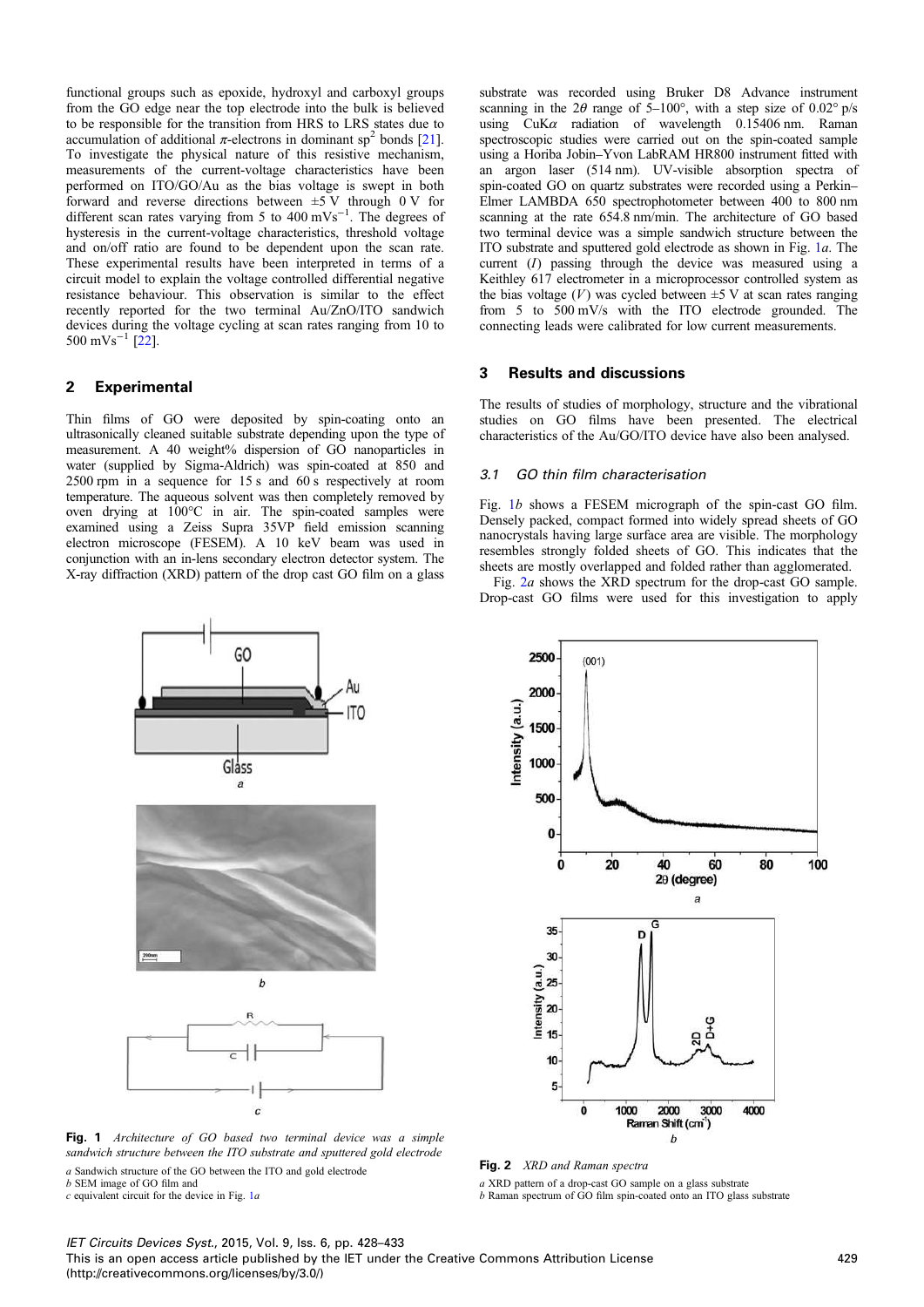functional groups such as epoxide, hydroxyl and carboxyl groups from the GO edge near the top electrode into the bulk is believed to be responsible for the transition from HRS to LRS states due to accumulation of additional $\pi$-electrons in dominant $sp^2$ bonds [21]. To investigate the physical nature of this resistive mechanism, measurements of the current-voltage characteristics have been performed on ITO/GO/Au as the bias voltage is swept in both forward and reverse directions between ±5 V through 0 V for different scan rates varying from 5 to 400 $mVs^{-1}$. The degrees of hysteresis in the current-voltage characteristics, threshold voltage and on/off ratio are found to be dependent upon the scan rate. These experimental results have been interpreted in terms of a circuit model to explain the voltage controlled differential negative resistance behaviour. This observation is similar to the effect recently reported for the two terminal Au/ZnO/ITO sandwich devices during the voltage cycling at scan rates ranging from 10 to 500 $mVs^{-1}$ [22].

## 2 Experimental

Thin films of GO were deposited by spin-coating onto an ultrasonically cleaned suitable substrate depending upon the type of measurement. A 40 weight% dispersion of GO nanoparticles in water (supplied by Sigma-Aldrich) was spin-coated at 850 and 2500 rpm in a sequence for 15 s and 60 s respectively at room temperature. The aqueous solvent was then completely removed by oven drying at 100°C in air. The spin-coated samples were examined using a Zeiss Supra 35VP field emission scanning electron microscope (FESEM). A 10 keV beam was used in conjunction with an in-lens secondary electron detector system. The X-ray diffraction (XRD) pattern of the drop cast GO film on a glass substrate was recorded using Bruker D8 Advance instrument scanning in the $2\theta$ range of 5–100°, with a step size of 0.02° p/s using Cu$K\alpha$ radiation of wavelength 0.15406 nm. Raman spectroscopic studies were carried out on the spin-coated sample using a Horiba Jobin–Yvon LabRAM HR800 instrument fitted with an argon laser (514 nm). UV-visible absorption spectra of spin-coated GO on quartz substrates were recorded using a Perkin–Elmer LAMBDA 650 spectrophotometer between 400 to 800 nm scanning at the rate 654.8 nm/min. The architecture of GO based two terminal device was a simple sandwich structure between the ITO substrate and sputtered gold electrode as shown in Fig. 1*a*. The current ($I$) passing through the device was measured using a Keithley 617 electrometer in a microprocessor controlled system as the bias voltage ($V$) was cycled between ±5 V at scan rates ranging from 5 to 500 mV/s with the ITO electrode grounded. The connecting leads were calibrated for low current measurements.

**Fig. 1** *Architecture of GO based two terminal device was a simple sandwich structure between the ITO substrate and sputtered gold electrode*

*a* Sandwich structure of the GO between the ITO and gold electrode
*b* SEM image of GO film and
*c* equivalent circuit for the device in Fig. 1*a*

## 3 Results and discussions

The results of studies of morphology, structure and the vibrational studies on GO films have been presented. The electrical characteristics of the Au/GO/ITO device have also been analysed.

### 3.1 GO thin film characterisation

Fig. 1*b* shows a FESEM micrograph of the spin-cast GO film. Densely packed, compact formed into widely spread sheets of GO nanocrystals having large surface area are visible. The morphology resembles strongly folded sheets of GO. This indicates that the sheets are mostly overlapped and folded rather than agglomerated.

Fig. 2*a* shows the XRD spectrum for the drop-cast GO sample. Drop-cast GO films were used for this investigation to apply

**Fig. 2** *XRD and Raman spectra*

*a* XRD pattern of a drop-cast GO sample on a glass substrate
*b* Raman spectrum of GO film spin-coated onto an ITO glass substrate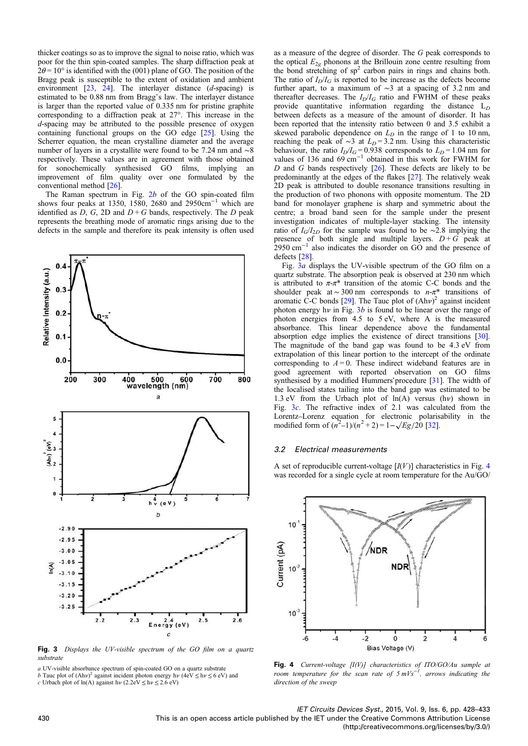thicker coatings so as to improve the signal to noise ratio, which was poor for the thin spin-coated samples. The sharp diffraction peak at $2\theta = 10°$ is identified with the (001) plane of GO. The position of the Bragg peak is susceptible to the extent of oxidation and ambient environment [23, 24]. The interlayer distance (*d*-spacing) is estimated to be 0.88 nm from Bragg's law. The interlayer distance is larger than the reported value of 0.335 nm for pristine graphite corresponding to a diffraction peak at 27°. This increase in *d*-spacing may be attributed to the possible presence of oxygen containing functional groups on the GO edge [25]. Using the Scherrer equation, the mean crystalline diameter and the average number of layers in a crystallite were found to be 7.24 nm and ~8 respectively. These values are in agreement with those obtained for sonochemically synthesised GO films, implying an improvement of film quality over one formulated by the conventional method [26].

The Raman spectrum in Fig. 2*b* of the GO spin-coated film shows four peaks at 1350, 1580, 2680 and 2950cm$^{-1}$ which are identified as *D*, *G*, 2D and *D* + *G* bands, respectively. The *D* peak represents the breathing mode of aromatic rings arising due to the defects in the sample and therefore its peak intensity is often used as a measure of the degree of disorder. The *G* peak corresponds to the optical $E_{2g}$ phonons at the Brillouin zone centre resulting from the bond stretching of sp$^2$ carbon pairs in rings and chains both. The ratio of $I_D/I_G$ is reported to be increase as the defects become further apart, to a maximum of ~3 at $L_D = 3.2$ nm and thereafter decreases. The $I_D/I_G$ ratio and FWHM of these peaks provide quantitative information regarding the distance $L_D$ between defects as a measure of the amount of disorder. It has been reported that the intensity ratio between 0 and 3.5 exhibit a skewed parabolic dependence on $L_D$ in the range of 1 to 10 nm, reaching the peak of ~3 at $L_D = 3.2$ nm. Using this characteristic behaviour, the ratio $I_D/I_G = 0.938$ corresponds to $L_D = 1.04$ nm for values of 136 and 69 cm$^{-1}$ obtained in this work for FWHM for *D* and *G* bands respectively [26]. These defects are likely to be predominantly at the edges of the flakes [27]. The relatively weak 2D peak is attributed to double resonance transitions resulting in the production of two phonons with opposite momentum. The 2D band for monolayer graphene is sharp and symmetric about the centre; a broad band seen for the sample under the present investigation indicates of multiple-layer stacking. The intensity ratio of $I_G/I_{2D}$ for the sample was found to be ~2.8 implying the presence of both single and multiple layers. *D* + *G* peak at 2950 cm$^{-1}$ also indicates the disorder on GO and the presence of defects [28].

Fig. 3*a* displays the UV-visible spectrum of the GO film on a quartz substrate. The absorption peak is observed at 230 nm which is attributed to $\pi$-$\pi^*$ transition of the atomic C-C bonds and the shoulder peak at ~ 300 nm corresponds to $n$-$\pi^*$ transitions of aromatic C-C bonds [29]. The Tauc plot of $(Ah\nu)^2$ against incident photon energy $h\nu$ in Fig. 3*b* is found to be linear over the range of photon energies from 4.5 to 5 eV, where A is the measured absorbance. This linear dependence above the fundamental absorption edge implies the existence of direct transitions [30]. The magnitude of the band gap was found to be 4.3 eV from extrapolation of this linear portion to the intercept of the ordinate corresponding to $A = 0$. These indirect wideband features are in good agreement with reported observation on GO films synthesised by a modified Hummers'procedure [31]. The width of the localised states tailing into the band gap was estimated to be 1.3 eV from the Urbach plot of ln(A) versus ($h\nu$) shown in Fig. 3*c*. The refractive index of 2.1 was calculated from the Lorentz–Lorenz equation for electronic polarisability in the modified form of $(n^2-1)/(n^2+2) = 1-\sqrt{Eg/20}$ [32].

**Fig. 3** *Displays the UV-visible spectrum of the GO film on a quartz substrate*

*a* UV-visible absorbance spectrum of spin-coated GO on a quartz substrate
*b* Tauc plot of $(Ah\nu)^2$ against incident photon energy $h\nu$ ($4\text{eV} \le h\nu \le 6$ eV) and
*c* Urbach plot of ln(A) against $h\nu$ ($2.2\text{eV} \le h\nu \le 2.6$ eV)

### 3.2 Electrical measurements

A set of reproducible current-voltage [*I*(*V*)] characteristics in Fig. 4 was recorded for a single cycle at room temperature for the Au/GO/

**Fig. 4** *Current-voltage [I(V)] characteristics of ITO/GO/Au sample at room temperature for the scan rate of 5 mVs$^{-1}$, arrows indicating the direction of the sweep*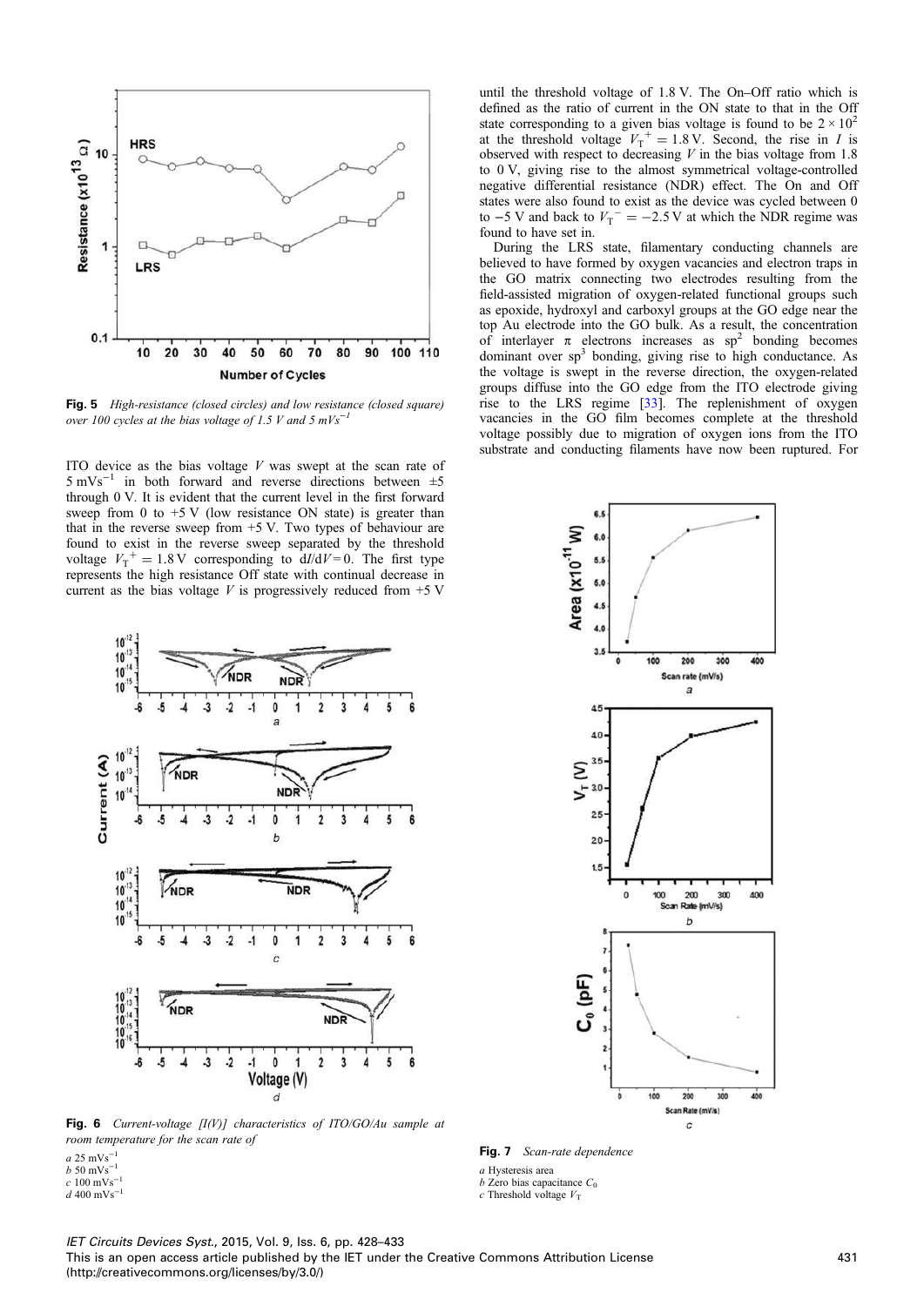Fig. 5 *High-resistance (closed circles) and low resistance (closed square) over 100 cycles at the bias voltage of 1.5 V and 5 mVs$^{-1}$*

ITO device as the bias voltage $V$ was swept at the scan rate of 5 mVs$^{-1}$ in both forward and reverse directions between ±5 through 0 V. It is evident that the current level in the first forward sweep from 0 to +5 V (low resistance ON state) is greater than that in the reverse sweep from +5 V. Two types of behaviour are found to exist in the reverse sweep separated by the threshold voltage $V_T^+ = 1.8$ V corresponding to $dI/dV = 0$. The first type represents the high resistance Off state with continual decrease in current as the bias voltage $V$ is progressively reduced from +5 V until the threshold voltage of 1.8 V. The On–Off ratio which is defined as the ratio of current in the ON state to that in the Off state corresponding to a given bias voltage is found to be $2 \times 10^2$ at the threshold voltage $V_T^+ = 1.8$ V. Second, the rise in $I$ is observed with respect to decreasing $V$ in the bias voltage from 1.8 to 0 V, giving rise to the almost symmetrical voltage-controlled negative differential resistance (NDR) effect. The On and Off states were also found to exist as the device was cycled between 0 to −5 V and back to $V_T^- = -2.5$ V at which the NDR regime was found to have set in.

During the LRS state, filamentary conducting channels are believed to have formed by oxygen vacancies and electron traps in the GO matrix connecting two electrodes resulting from the field-assisted migration of oxygen-related functional groups such as epoxide, hydroxyl and carboxyl groups at the GO edge near the top Au electrode into the GO bulk. As a result, the concentration of interlayer π electrons increases as $sp^2$ bonding becomes dominant over $sp^3$ bonding, giving rise to high conductance. As the voltage is swept in the reverse direction, the oxygen-related groups diffuse into the GO edge from the ITO electrode giving rise to the LRS regime [33]. The replenishment of oxygen vacancies in the GO film becomes complete at the threshold voltage possibly due to migration of oxygen ions from the ITO substrate and conducting filaments have now been ruptured. For

Fig. 6 *Current-voltage [I(V)] characteristics of ITO/GO/Au sample at room temperature for the scan rate of*

*a* 25 mVs$^{-1}$
*b* 50 mVs$^{-1}$
*c* 100 mVs$^{-1}$
*d* 400 mVs$^{-1}$

Fig. 7 *Scan-rate dependence*

*a* Hysteresis area
*b* Zero bias capacitance $C_0$
*c* Threshold voltage $V_T$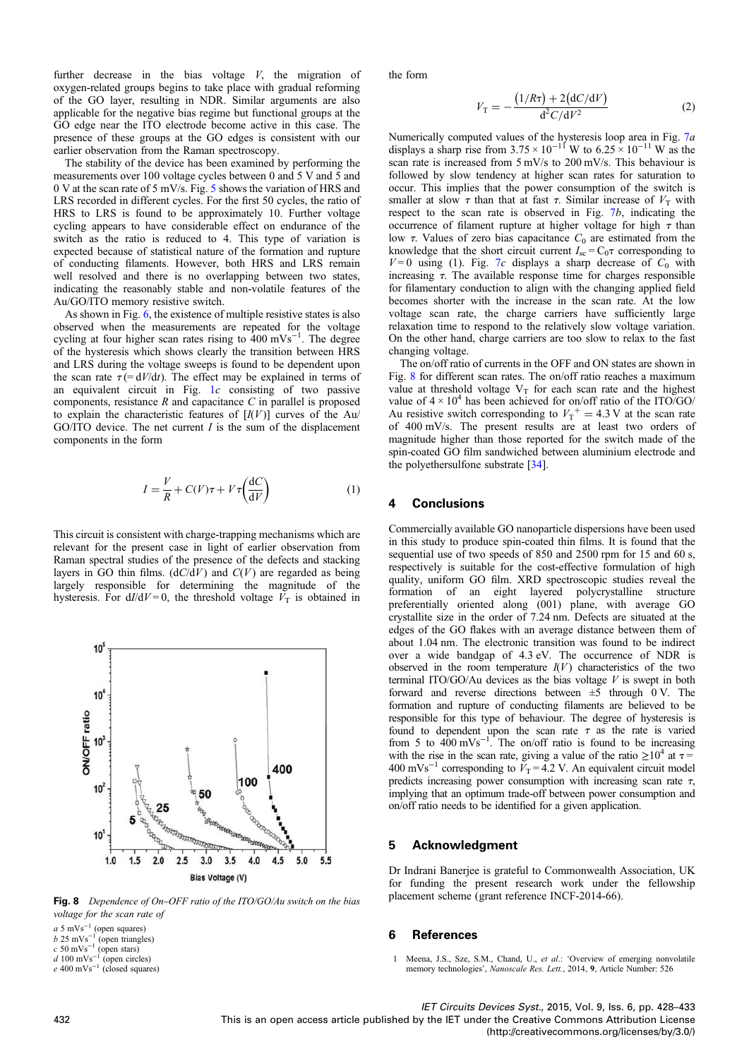further decrease in the bias voltage $V$, the migration of oxygen-related groups begins to take place with gradual reforming of the GO layer, resulting in NDR. Similar arguments are also applicable for the negative bias regime but functional groups at the GO edge near the ITO electrode become active in this case. The presence of these groups at the GO edges is consistent with our earlier observation from the Raman spectroscopy.

The stability of the device has been examined by performing the measurements over 100 voltage cycles between 0 and 5 V and 5 and 0 V at the scan rate of 5 mV/s. Fig. 5 shows the variation of HRS and LRS recorded in different cycles. For the first 50 cycles, the ratio of HRS to LRS is found to be approximately 10. Further voltage cycling appears to have considerable effect on endurance of the switch as the ratio is reduced to 4. This type of variation is expected because of statistical nature of the formation and rupture of conducting filaments. However, both HRS and LRS remain well resolved and there is no overlapping between two states, indicating the reasonably stable and non-volatile features of the Au/GO/ITO memory resistive switch.

As shown in Fig. 6, the existence of multiple resistive states is also observed when the measurements are repeated for the voltage cycling at four higher scan rates rising to 400 $\mathrm{mVs^{-1}}$. The degree of the hysteresis which shows clearly the transition between HRS and LRS during the voltage sweeps is found to be dependent upon the scan rate $\tau(= \mathrm{d}V/\mathrm{d}t)$. The effect may be explained in terms of an equivalent circuit in Fig. 1$c$ consisting of two passive components, resistance $R$ and capacitance $C$ in parallel is proposed to explain the characteristic features of $[I(V)]$ curves of the Au/GO/ITO device. The net current $I$ is the sum of the displacement components in the form

$$I = \frac{V}{R} + C(V)\tau + V\tau\left(\frac{\mathrm{d}C}{\mathrm{d}V}\right) \tag{1}$$

This circuit is consistent with charge-trapping mechanisms which are relevant for the present case in light of earlier observation from Raman spectral studies of the presence of the defects and stacking layers in GO thin films. $(\mathrm{d}C/\mathrm{d}V)$ and $C(V)$ are regarded as being largely responsible for determining the magnitude of the hysteresis. For $\mathrm{d}I/\mathrm{d}V = 0$, the threshold voltage $V_\mathrm{T}$ is obtained in the form

$$V_\mathrm{T} = -\frac{(1/R\tau) + 2(\mathrm{d}C/\mathrm{d}V)}{\mathrm{d}^2C/\mathrm{d}V^2} \tag{2}$$

Numerically computed values of the hysteresis loop area in Fig. 7$a$ displays a sharp rise from $3.75 \times 10^{-11}$ W to $6.25 \times 10^{-11}$ W as the scan rate is increased from 5 mV/s to 200 mV/s. This behaviour is followed by slow tendency at higher scan rates for saturation to occur. This implies that the power consumption of the switch is smaller at slow $\tau$ than that at fast $\tau$. Similar increase of $V_\mathrm{T}$ with respect to the scan rate is observed in Fig. 7$b$, indicating the occurrence of filament rupture at higher voltage for high $\tau$ than low $\tau$. Values of zero bias capacitance $C_0$ are estimated from the knowledge that the short circuit current $I_{\mathrm{sc}} = C_0\tau$ corresponding to $V = 0$ using (1). Fig. 7$c$ displays a sharp decrease of $C_0$ with increasing $\tau$. The available response time for charges responsible for filamentary conduction to align with the changing applied field becomes shorter with the increase in the scan rate. At the low voltage scan rate, the charge carriers have sufficiently large relaxation time to respond to the relatively slow voltage variation. On the other hand, charge carriers are too slow to relax to the fast changing voltage.

The on/off ratio of currents in the OFF and ON states are shown in Fig. 8 for different scan rates. The on/off ratio reaches a maximum value at threshold voltage $V_\mathrm{T}$ for each scan rate and the highest value of $4 \times 10^4$ has been achieved for on/off ratio of the ITO/GO/Au resistive switch corresponding to $V_\mathrm{T}^+ = 4.3$ V at the scan rate of 400 mV/s. The present results are at least two orders of magnitude higher than those reported for the switch made of the spin-coated GO film sandwiched between aluminium electrode and the polyethersulfone substrate [34].

**Fig. 8** *Dependence of On–OFF ratio of the ITO/GO/Au switch on the bias voltage for the scan rate of*

$a$ 5 $\mathrm{mVs^{-1}}$ (open squares)
$b$ 25 $\mathrm{mVs^{-1}}$ (open triangles)
$c$ 50 $\mathrm{mVs^{-1}}$ (open stars)
$d$ 100 $\mathrm{mVs^{-1}}$ (open circles)
$e$ 400 $\mathrm{mVs^{-1}}$ (closed squares)

## 4 Conclusions

Commercially available GO nanoparticle dispersions have been used in this study to produce spin-coated thin films. It is found that the sequential use of two speeds of 850 and 2500 rpm for 15 and 60 s, respectively is suitable for the cost-effective formulation of high quality, uniform GO film. XRD spectroscopic studies reveal the formation of an eight layered polycrystalline structure preferentially oriented along (001) plane, with average GO crystallite size in the order of 7.24 nm. Defects are situated at the edges of the GO flakes with an average distance between them of about 1.04 nm. The electronic transition was found to be indirect over a wide bandgap of 4.3 eV. The occurrence of NDR is observed in the room temperature $I(V)$ characteristics of the two terminal ITO/GO/Au devices as the bias voltage $V$ is swept in both forward and reverse directions between ±5 through 0 V. The formation and rupture of conducting filaments are believed to be responsible for this type of behaviour. The degree of hysteresis is found to dependent upon the scan rate $\tau$ as the rate is varied from 5 to 400 $\mathrm{mVs^{-1}}$. The on/off ratio is found to be increasing with the rise in the scan rate, giving a value of the ratio $\geq 10^4$ at $\tau =$ 400 $\mathrm{mVs^{-1}}$ corresponding to $V_\mathrm{T} = 4.2$ V. An equivalent circuit model predicts increasing power consumption with increasing scan rate $\tau$, implying that an optimum trade-off between power consumption and on/off ratio needs to be identified for a given application.

## 5 Acknowledgment

Dr Indrani Banerjee is grateful to Commonwealth Association, UK for funding the present research work under the fellowship placement scheme (grant reference INCF-2014-66).

## 6 References

1 Meena, J.S., Sze, S.M., Chand, U., *et al.*: 'Overview of emerging nonvolatile memory technologies', *Nanoscale Res. Lett.*, 2014, **9**, Article Number: 526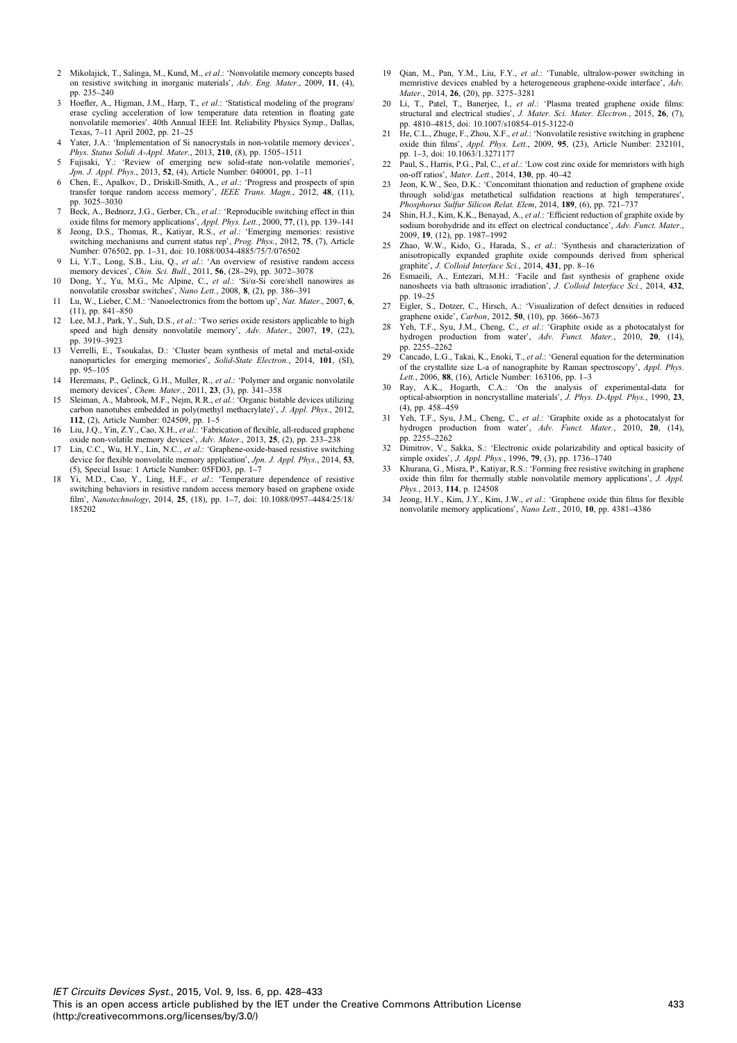2 Mikolajick, T., Salinga, M., Kund, M., *et al.*: 'Nonvolatile memory concepts based on resistive switching in inorganic materials', *Adv. Eng. Mater.*, 2009, **11**, (4), pp. 235–240

3 Hoefler, A., Higman, J.M., Harp, T., *et al.*: 'Statistical modeling of the program/erase cycling acceleration of low temperature data retention in floating gate nonvolatile memories'. 40th Annual IEEE Int. Reliability Physics Symp., Dallas, Texas, 7–11 April 2002, pp. 21–25

4 Yater, J.A.: 'Implementation of Si nanocrystals in non-volatile memory devices', *Phys. Status Solidi A-Appl. Mater.*, 2013, **210**, (8), pp. 1505–1511

5 Fujisaki, Y.: 'Review of emerging new solid-state non-volatile memories', *Jpn. J. Appl. Phys.*, 2013, **52**, (4), Article Number: 040001, pp. 1–11

6 Chen, E., Apalkov, D., Driskill-Smith, A., *et al.*: 'Progress and prospects of spin transfer torque random access memory', *IEEE Trans. Magn.*, 2012, **48**, (11), pp. 3025–3030

7 Beck, A., Bednorz, J.G., Gerber, Ch., *et al.*: 'Reproducible switching effect in thin oxide films for memory applications', *Appl. Phys. Lett.*, 2000, **77**, (1), pp. 139–141

8 Jeong, D.S., Thomas, R., Katiyar, R.S., *et al.*: 'Emerging memories: resistive switching mechanisms and current status rep', *Prog. Phys.*, 2012, **75**, (7), Article Number: 076502, pp. 1–31, doi: 10.1088/0034-4885/75/7/076502

9 Li, Y.T., Long, S.B., Liu, Q., *et al.*: 'An overview of resistive random access memory devices', *Chin. Sci. Bull.*, 2011, **56**, (28–29), pp. 3072–3078

10 Dong, Y., Yu, M.G., Mc Alpine, C., *et al.*: 'Si/a-Si core/shell nanowires as nonvolatile crossbar switches', *Nano Lett.*, 2008, **8**, (2), pp. 386–391

11 Lu, W., Lieber, C.M.: 'Nanoelectronics from the bottom up', *Nat. Mater.*, 2007, **6**, (11), pp. 841–850

12 Lee, M.J., Park, Y., Suh, D.S., *et al.*: 'Two series oxide resistors applicable to high speed and high density nonvolatile memory', *Adv. Mater.*, 2007, **19**, (22), pp. 3919–3923

13 Verrelli, E., Tsoukalas, D.: 'Cluster beam synthesis of metal and metal-oxide nanoparticles for emerging memories', *Solid-State Electron.*, 2014, **101**, (SI), pp. 95–105

14 Heremans, P., Gelinck, G.H., Muller, R., *et al.*: 'Polymer and organic nonvolatile memory devices', *Chem. Mater.*, 2011, **23**, (3), pp. 341–358

15 Sleiman, A., Mabrook, M.F., Nejm, R.R., *et al.*: 'Organic bistable devices utilizing carbon nanotubes embedded in poly(methyl methacrylate)', *J. Appl. Phys.*, 2012, **112**, (2), Article Number: 024509, pp. 1–5

16 Liu, J.Q., Yin, Z.Y., Cao, X.H., *et al.*: 'Fabrication of flexible, all-reduced graphene oxide non-volatile memory devices', *Adv. Mater.*, 2013, **25**, (2), pp. 233–238

17 Lin, C.C., Wu, H.Y., Lin, N.C., *et al.*: 'Graphene-oxide-based resistive switching device for flexible nonvolatile memory application', *Jpn. J. Appl. Phys.*, 2014, **53**, (5), Special Issue: 1 Article Number: 05FD03, pp. 1–7

18 Yi, M.D., Cao, Y., Ling, H.F., *et al.*: 'Temperature dependence of resistive switching behaviors in resistive random access memory based on graphene oxide film', *Nanotechnology*, 2014, **25**, (18), pp. 1–7, doi: 10.1088/0957-4484/25/18/185202

19 Qian, M., Pan, Y.M., Liu, F.Y., *et al.*: 'Tunable, ultralow-power switching in memristive devices enabled by a heterogeneous graphene-oxide interface', *Adv. Mater.*, 2014, **26**, (20), pp. 3275–3281

20 Li, T., Patel, T., Banerjee, I., *et al.*: 'Plasma treated graphene oxide films: structural and electrical studies', *J. Mater. Sci. Mater. Electron.*, 2015, **26**, (7), pp. 4810–4815, doi: 10.1007/s10854-015-3122-0

21 He, C.L., Zhuge, F., Zhou, X.F., *et al.*: 'Nonvolatile resistive switching in graphene oxide thin films', *Appl. Phys. Lett.*, 2009, **95**, (23), Article Number: 232101, pp. 1–3, doi: 10.1063/1.3271177

22 Paul, S., Harris, P.G., Pal, C., *et al.*: 'Low cost zinc oxide for memristors with high on-off ratios', *Mater. Lett.*, 2014, **130**, pp. 40–42

23 Jeon, K.W., Seo, D.K.: 'Concomitant thionation and reduction of graphene oxide through solid/gas metathetical sulfidation reactions at high temperatures', *Phosphorus Sulfur Silicon Relat. Elem*, 2014, **189**, (6), pp. 721–737

24 Shin, H.J., Kim, K.K., Benayad, A., *et al.*: 'Efficient reduction of graphite oxide by sodium borohydride and its effect on electrical conductance', *Adv. Funct. Mater.*, 2009, **19**, (12), pp. 1987–1992

25 Zhao, W.W., Kido, G., Harada, S., *et al.*: 'Synthesis and characterization of anisotropically expanded graphite oxide compounds derived from spherical graphite', *J. Colloid Interface Sci.*, 2014, **431**, pp. 8–16

26 Esmaeili, A., Entezari, M.H.: 'Facile and fast synthesis of graphene oxide nanosheets via bath ultrasonic irradiation', *J. Colloid Interface Sci.*, 2014, **432**, pp. 19–25

27 Eigler, S., Dotzer, C., Hirsch, A.: 'Visualization of defect densities in reduced graphene oxide', *Carbon*, 2012, **50**, (10), pp. 3666–3673

28 Yeh, T.F., Syu, J.M., Cheng, C., *et al.*: 'Graphite oxide as a photocatalyst for hydrogen production from water', *Adv. Funct. Mater.*, 2010, **20**, (14), pp. 2255–2262

29 Cancado, L.G., Takai, K., Enoki, T., *et al.*: 'General equation for the determination of the crystallite size L-a of nanographite by Raman spectroscopy', *Appl. Phys. Lett.*, 2006, **88**, (16), Article Number: 163106, pp. 1–3

30 Ray, A.K., Hogarth, C.A.: 'On the analysis of experimental-data for optical-absorption in noncrystalline materials', *J. Phys. D-Appl. Phys.*, 1990, **23**, (4), pp. 458–459

31 Yeh, T.F., Syu, J.M., Cheng, C., *et al.*: 'Graphite oxide as a photocatalyst for hydrogen production from water', *Adv. Funct. Mater.*, 2010, **20**, (14), pp. 2255–2262

32 Dimitrov, V., Sakka, S.: 'Electronic oxide polarizability and optical basicity of simple oxides', *J. Appl. Phys.*, 1996, **79**, (3), pp. 1736–1740

33 Khurana, G., Misra, P., Katiyar, R.S.: 'Forming free resistive switching in graphene oxide thin film for thermally stable nonvolatile memory applications', *J. Appl. Phys.*, 2013, **114**, p. 124508

34 Jeong, H.Y., Kim, J.Y., Kim, J.W., *et al.*: 'Graphene oxide thin films for flexible nonvolatile memory applications', *Nano Lett.*, 2010, **10**, pp. 4381–4386

This is an open access article published by the IET under the Creative Commons Attribution License (http://creativecommons.org/licenses/by/3.0/)